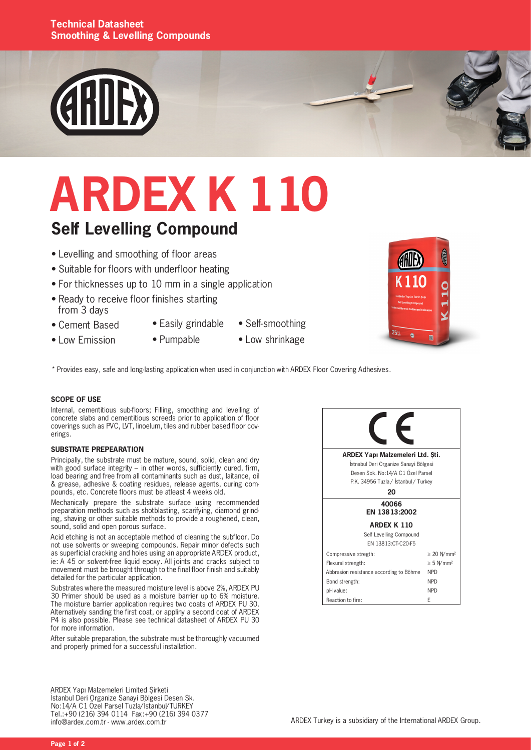# ARDEX K 110

## Self Levelling Compound

- Levelling and smoothing of floor areas
- Suitable for floors with underfloor heating
- For thicknesses up to 10 mm in a single application
- Ready to receive floor finishes starting from 3 days
- Cement Based
- Easily grindable
- Self-smoothing
- Low Emission
- Pumpable
- Low shrinkage

* Provides easy, safe and long-lasting application when used in conjunction with ARDEX Floor Covering Adhesives.

### SCOPE OF USE

Internal, cementitious sub-floors; Filling, smoothing and levelling of concrete slabs and cementitious screeds prior to application of floor coverings such as PVC, LVT, linoelum, tiles and rubber based floor coverings.

### SUBSTRATE PREPEARATION

Principally, the substrate must be mature, sound, solid, clean and dry with good surface integrity – in other words, sufficiently cured, firm, load bearing and free from all contaminants such as dust, laitance, oil & grease, adhesive & coating residues, release agents, curing compounds, etc. Concrete floors must be atleast 4 weeks old.

Mechanically prepare the substrate surface using recommended preparation methods such as shotblasting, scarifying, diamond grinding, shaving or other suitable methods to provide a roughened, clean, sound, solid and open porous surface.

Acid etching is not an acceptable method of cleaning the subfloor. Do not use solvents or sweeping compounds. Repair minor defects such as superficial cracking and holes using an appropriate ARDEX product, ie: A 45 or solvent-free liquid epoxy. All joints and cracks subject to movement must be brought through to the final floor finish and suitably detailed for the particular application.

Substrates where the measured moisture level is above 2%, ARDEX PU 30 Primer should be used as a moisture barrier up to 6% moisture. The moisture barrier application requires two coats of ARDEX PU 30. Alternatively sanding the first coat, or appliny a second coat of ARDEX P4 is also possible. Please see technical datasheet of ARDEX PU 30 for more information.

After suitable preparation, the substrate must be thoroughly vacuumed and properly primed for a successful installation.

CE

**ARDEX Yapı Malzemeleri Ltd. Şti.**
İstnabul Deri Organize Sanayi Bölgesi
Desen Sok. No:14/A C1 Özel Parsel
P.K. 34956 Tuzla / İstanbul / Turkey

**20**

**40066**
**EN 13813:2002**

**ARDEX K 110**
Self Levelling Compound
EN 13813:CT-C20-F5

| Property | Value |
|---|---|
| Compressive stregth: | ≥ 20 N/mm² |
| Flexural strength: | ≥ 5 N/mm² |
| Abbrasion resistance according to Böhme | NPD |
| Bond strength: | NPD |
| pH value: | NPD |
| Reaction to fire: | E |

ARDEX Yapı Malzemeleri Limited Şirketi
İstanbul Deri Organize Sanayi Bölgesi Desen Sk.
No:14/A C1 Özel Parsel Tuzla/İstanbul/TURKEY
Tel.:+90 (216) 394 0114 Fax:+90 (216) 394 0377
info@ardex.com.tr - www.ardex.com.tr

ARDEX Turkey is a subsidiary of the International ARDEX Group.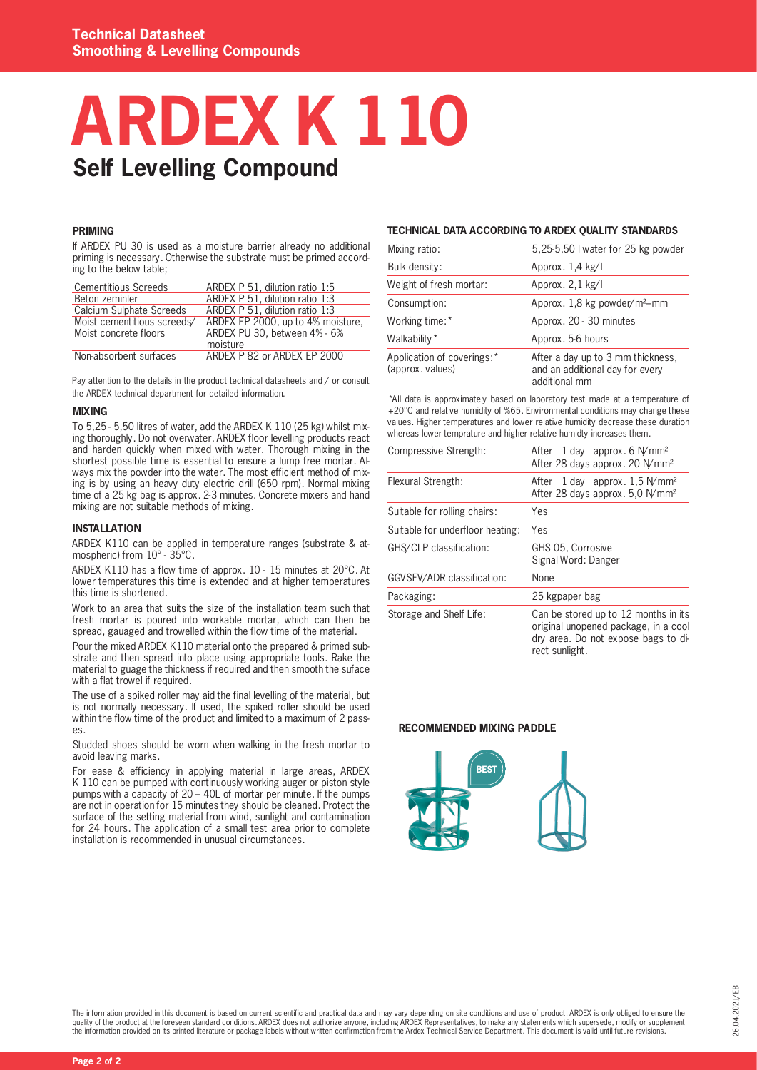Technical Datasheet
Smoothing & Levelling Compounds

# ARDEX K 110

## Self Levelling Compound

### PRIMING

If ARDEX PU 30 is used as a moisture barrier already no additional priming is necessary. Otherwise the substrate must be primed according to the below table;

| | |
|---|---|
| Cementitious Screeds | ARDEX P 51, dilution ratio 1:5 |
| Beton zeminler | ARDEX P 51, dilution ratio 1:3 |
| Calcium Sulphate Screeds | ARDEX P 51, dilution ratio 1:3 |
| Moist cementitious screeds/ Moist concrete floors | ARDEX EP 2000, up to 4% moisture, ARDEX PU 30, between 4% - 6% moisture |
| Non-absorbent surfaces | ARDEX P 82 or ARDEX EP 2000 |

Pay attention to the details in the product technical datasheets and / or consult the ARDEX technical department for detailed information.

### MIXING

To 5,25 - 5,50 litres of water, add the ARDEX K 110 (25 kg) whilst mixing thoroughly. Do not overwater. ARDEX floor levelling products react and harden quickly when mixed with water. Thorough mixing in the shortest possible time is essential to ensure a lump free mortar. Always mix the powder into the water. The most efficient method of mixing is by using an heavy duty electric drill (650 rpm). Normal mixing time of a 25 kg bag is approx. 2-3 minutes. Concrete mixers and hand mixing are not suitable methods of mixing.

### INSTALLATION

ARDEX K110 can be applied in temperature ranges (substrate & atmospheric) from 10° - 35°C.

ARDEX K110 has a flow time of approx. 10 - 15 minutes at 20°C. At lower temperatures this time is extended and at higher temperatures this time is shortened.

Work to an area that suits the size of the installation team such that fresh mortar is poured into workable mortar, which can then be spread, gauaged and trowelled within the flow time of the material.

Pour the mixed ARDEX K110 material onto the prepared & primed substrate and then spread into place using appropriate tools. Rake the material to guage the thickness if required and then smooth the suface with a flat trowel if required.

The use of a spiked roller may aid the final levelling of the material, but is not normally necessary. If used, the spiked roller should be used within the flow time of the product and limited to a maximum of 2 passes.

Studded shoes should be worn when walking in the fresh mortar to avoid leaving marks.

For ease & efficiency in applying material in large areas, ARDEX K 110 can be pumped with continuously working auger or piston style pumps with a capacity of 20 – 40L of mortar per minute. If the pumps are not in operation for 15 minutes they should be cleaned. Protect the surface of the setting material from wind, sunlight and contamination for 24 hours. The application of a small test area prior to complete installation is recommended in unusual circumstances.

### TECHNICAL DATA ACCORDING TO ARDEX QUALITY STANDARDS

| | |
|---|---|
| Mixing ratio: | 5,25-5,50 l water for 25 kg powder |
| Bulk density: | Approx. 1,4 kg/l |
| Weight of fresh mortar: | Approx. 2,1 kg/l |
| Consumption: | Approx. 1,8 kg powder/m²–mm |
| Working time:* | Approx. 20 - 30 minutes |
| Walkability* | Approx. 5-6 hours |
| Application of coverings:* (approx. values) | After a day up to 3 mm thickness, and an additional day for every additional mm |

*All data is approximately based on laboratory test made at a temperature of +20°C and relative humidity of %65. Environmental conditions may change these values. Higher temperatures and lower relative humidity decrease these duration whereas lower temprature and higher relative humidty increases them.

| | |
|---|---|
| Compressive Strength: | After 1 day approx. 6 N/mm² After 28 days approx. 20 N/mm² |
| Flexural Strength: | After 1 day approx. 1,5 N/mm² After 28 days approx. 5,0 N/mm² |
| Suitable for rolling chairs: | Yes |
| Suitable for underfloor heating: | Yes |
| GHS/CLP classification: | GHS 05, Corrosive Signal Word: Danger |
| GGVSEV/ADR classification: | None |
| Packaging: | 25 kgpaper bag |
| Storage and Shelf Life: | Can be stored up to 12 months in its original unopened package, in a cool dry area. Do not expose bags to direct sunlight. |

### RECOMMENDED MIXING PADDLE

BEST

The information provided in this document is based on current scientific and practical data and may vary depending on site conditions and use of product. ARDEX is only obliged to ensure the quality of the product at the foreseen standard conditions. ARDEX does not authorize anyone, including ARDEX Representatives, to make any statements which supersede, modify or supplement the information provided on its printed literature or package labels without written confirmation from the Ardex Technical Service Department. This document is valid until future revisions.

26.04.2021/EB